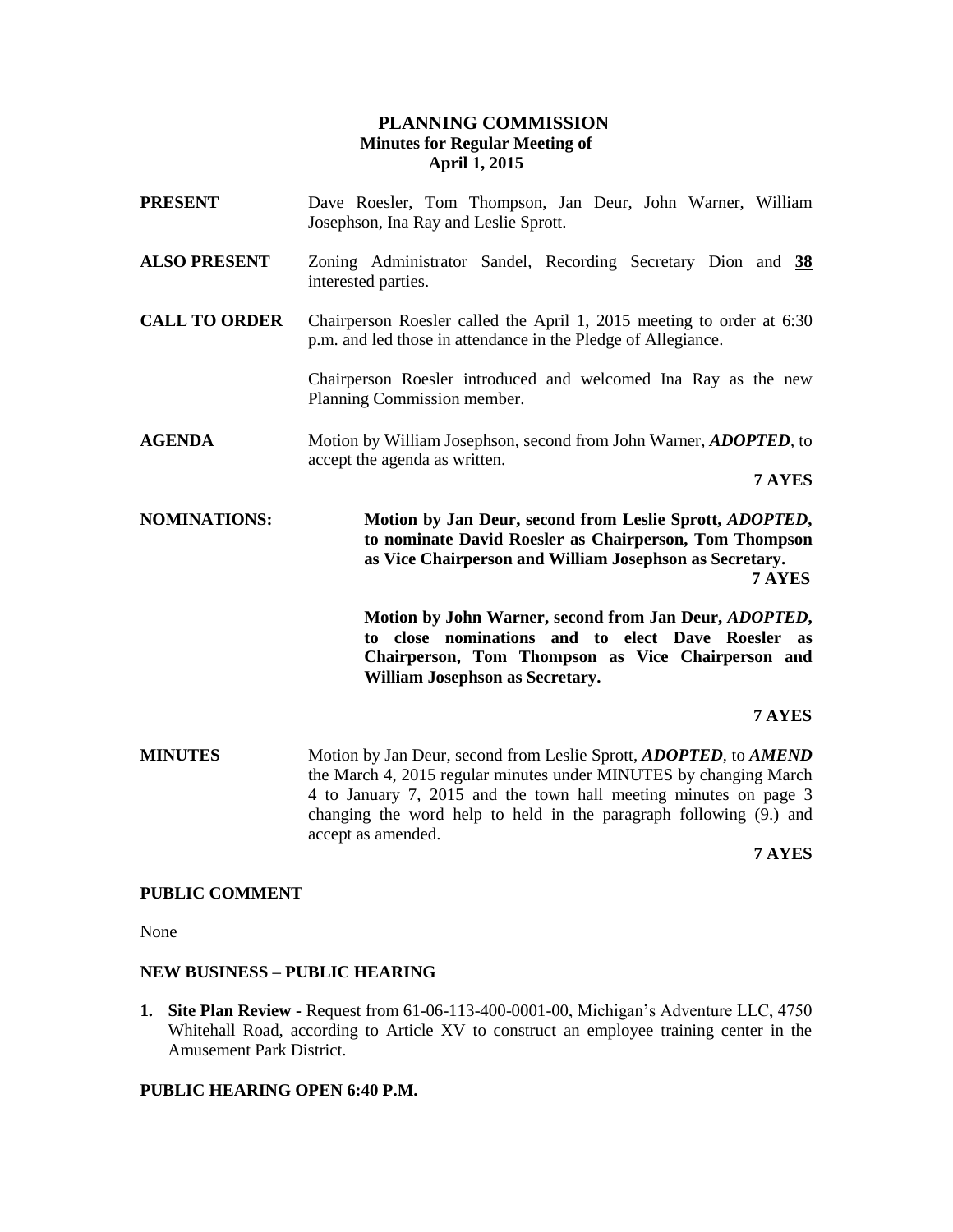# PLANNING COMMISSION

## Minutes for Regular Meeting of April 1, 2015

**PRESENT** Dave Roesler, Tom Thompson, Jan Deur, John Warner, William Josephson, Ina Ray and Leslie Sprott.

**ALSO PRESENT** Zoning Administrator Sandel, Recording Secretary Dion and **38** interested parties.

**CALL TO ORDER** Chairperson Roesler called the April 1, 2015 meeting to order at 6:30 p.m. and led those in attendance in the Pledge of Allegiance.

Chairperson Roesler introduced and welcomed Ina Ray as the new Planning Commission member.

**AGENDA** Motion by William Josephson, second from John Warner, ***ADOPTED***, to accept the agenda as written.

**7 AYES**

**NOMINATIONS:** **Motion by Jan Deur, second from Leslie Sprott, *ADOPTED*, to nominate David Roesler as Chairperson, Tom Thompson as Vice Chairperson and William Josephson as Secretary.**

**7 AYES**

**Motion by John Warner, second from Jan Deur, *ADOPTED*, to close nominations and to elect Dave Roesler as Chairperson, Tom Thompson as Vice Chairperson and William Josephson as Secretary.**

**7 AYES**

**MINUTES** Motion by Jan Deur, second from Leslie Sprott, ***ADOPTED***, to ***AMEND*** the March 4, 2015 regular minutes under MINUTES by changing March 4 to January 7, 2015 and the town hall meeting minutes on page 3 changing the word help to held in the paragraph following (9.) and accept as amended.

**7 AYES**

### PUBLIC COMMENT

None

### NEW BUSINESS – PUBLIC HEARING

1. **Site Plan Review** - Request from 61-06-113-400-0001-00, Michigan's Adventure LLC, 4750 Whitehall Road, according to Article XV to construct an employee training center in the Amusement Park District.

### PUBLIC HEARING OPEN 6:40 P.M.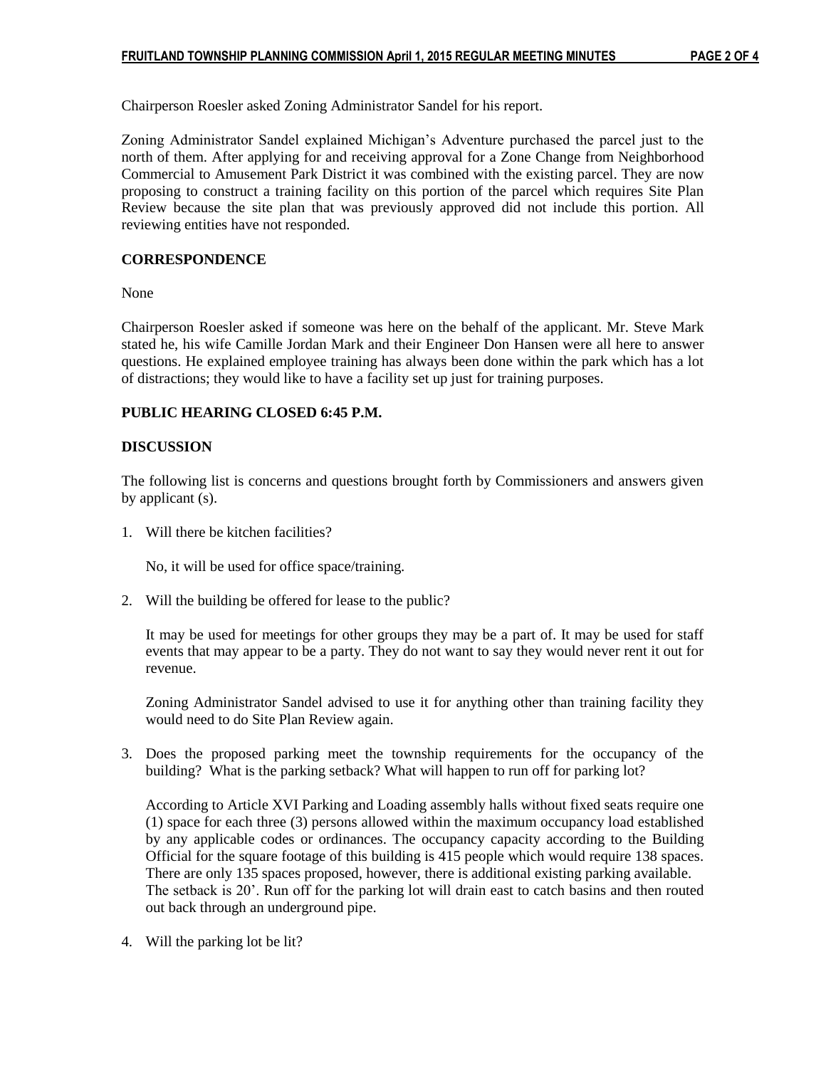Chairperson Roesler asked Zoning Administrator Sandel for his report.

Zoning Administrator Sandel explained Michigan's Adventure purchased the parcel just to the north of them. After applying for and receiving approval for a Zone Change from Neighborhood Commercial to Amusement Park District it was combined with the existing parcel. They are now proposing to construct a training facility on this portion of the parcel which requires Site Plan Review because the site plan that was previously approved did not include this portion. All reviewing entities have not responded.

**CORRESPONDENCE**

None

Chairperson Roesler asked if someone was here on the behalf of the applicant. Mr. Steve Mark stated he, his wife Camille Jordan Mark and their Engineer Don Hansen were all here to answer questions. He explained employee training has always been done within the park which has a lot of distractions; they would like to have a facility set up just for training purposes.

**PUBLIC HEARING CLOSED 6:45 P.M.**

**DISCUSSION**

The following list is concerns and questions brought forth by Commissioners and answers given by applicant (s).

1. Will there be kitchen facilities?

   No, it will be used for office space/training.

2. Will the building be offered for lease to the public?

   It may be used for meetings for other groups they may be a part of. It may be used for staff events that may appear to be a party. They do not want to say they would never rent it out for revenue.

   Zoning Administrator Sandel advised to use it for anything other than training facility they would need to do Site Plan Review again.

3. Does the proposed parking meet the township requirements for the occupancy of the building? What is the parking setback? What will happen to run off for parking lot?

   According to Article XVI Parking and Loading assembly halls without fixed seats require one (1) space for each three (3) persons allowed within the maximum occupancy load established by any applicable codes or ordinances. The occupancy capacity according to the Building Official for the square footage of this building is 415 people which would require 138 spaces. There are only 135 spaces proposed, however, there is additional existing parking available. The setback is 20'. Run off for the parking lot will drain east to catch basins and then routed out back through an underground pipe.

4. Will the parking lot be lit?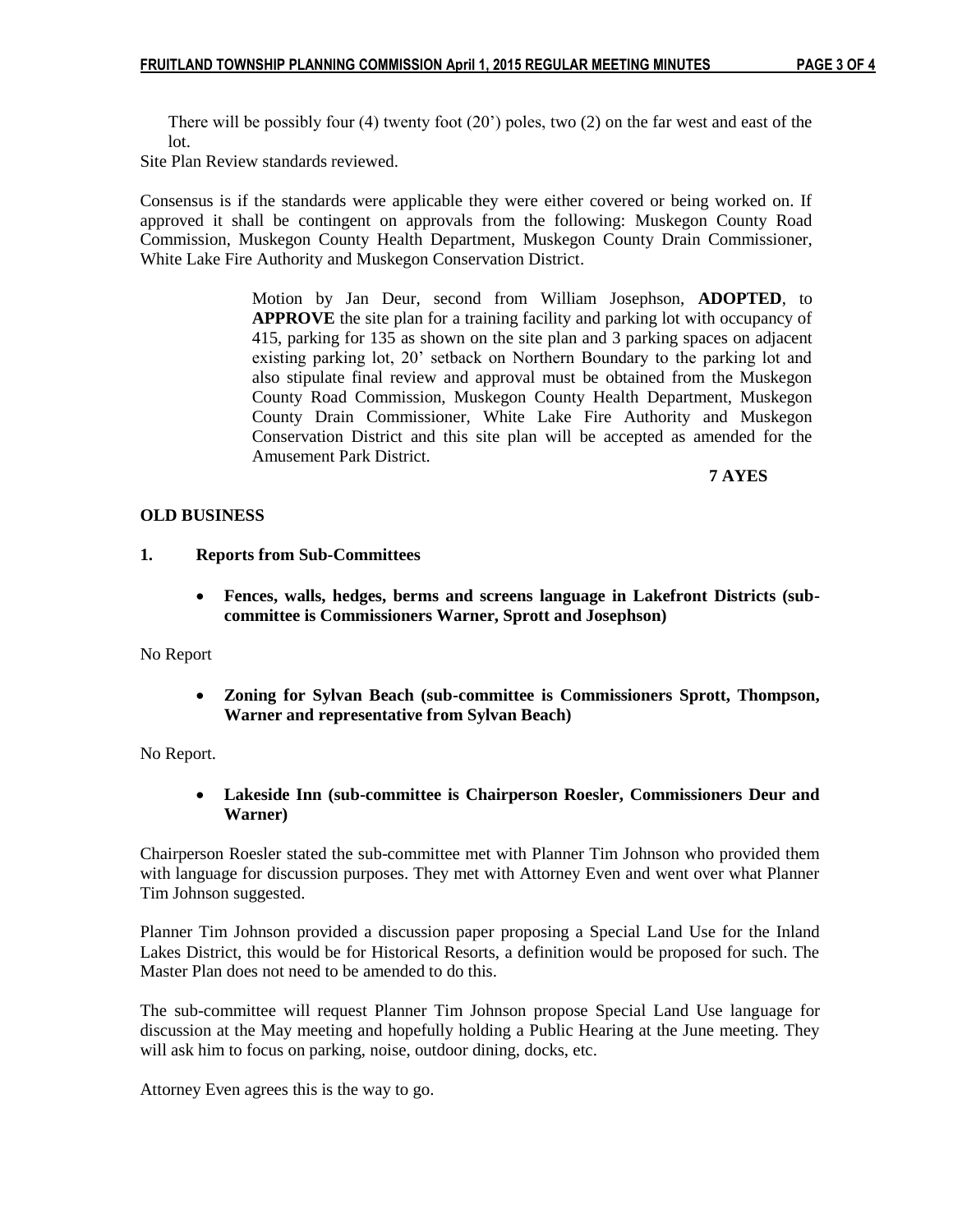There will be possibly four (4) twenty foot (20') poles, two (2) on the far west and east of the lot.

Site Plan Review standards reviewed.

Consensus is if the standards were applicable they were either covered or being worked on. If approved it shall be contingent on approvals from the following: Muskegon County Road Commission, Muskegon County Health Department, Muskegon County Drain Commissioner, White Lake Fire Authority and Muskegon Conservation District.

> Motion by Jan Deur, second from William Josephson, **ADOPTED**, to **APPROVE** the site plan for a training facility and parking lot with occupancy of 415, parking for 135 as shown on the site plan and 3 parking spaces on adjacent existing parking lot, 20' setback on Northern Boundary to the parking lot and also stipulate final review and approval must be obtained from the Muskegon County Road Commission, Muskegon County Health Department, Muskegon County Drain Commissioner, White Lake Fire Authority and Muskegon Conservation District and this site plan will be accepted as amended for the Amusement Park District.
>
> **7 AYES**

**OLD BUSINESS**

**1. Reports from Sub-Committees**

- **Fences, walls, hedges, berms and screens language in Lakefront Districts (sub-committee is Commissioners Warner, Sprott and Josephson)**

No Report

- **Zoning for Sylvan Beach (sub-committee is Commissioners Sprott, Thompson, Warner and representative from Sylvan Beach)**

No Report.

- **Lakeside Inn (sub-committee is Chairperson Roesler, Commissioners Deur and Warner)**

Chairperson Roesler stated the sub-committee met with Planner Tim Johnson who provided them with language for discussion purposes. They met with Attorney Even and went over what Planner Tim Johnson suggested.

Planner Tim Johnson provided a discussion paper proposing a Special Land Use for the Inland Lakes District, this would be for Historical Resorts, a definition would be proposed for such. The Master Plan does not need to be amended to do this.

The sub-committee will request Planner Tim Johnson propose Special Land Use language for discussion at the May meeting and hopefully holding a Public Hearing at the June meeting. They will ask him to focus on parking, noise, outdoor dining, docks, etc.

Attorney Even agrees this is the way to go.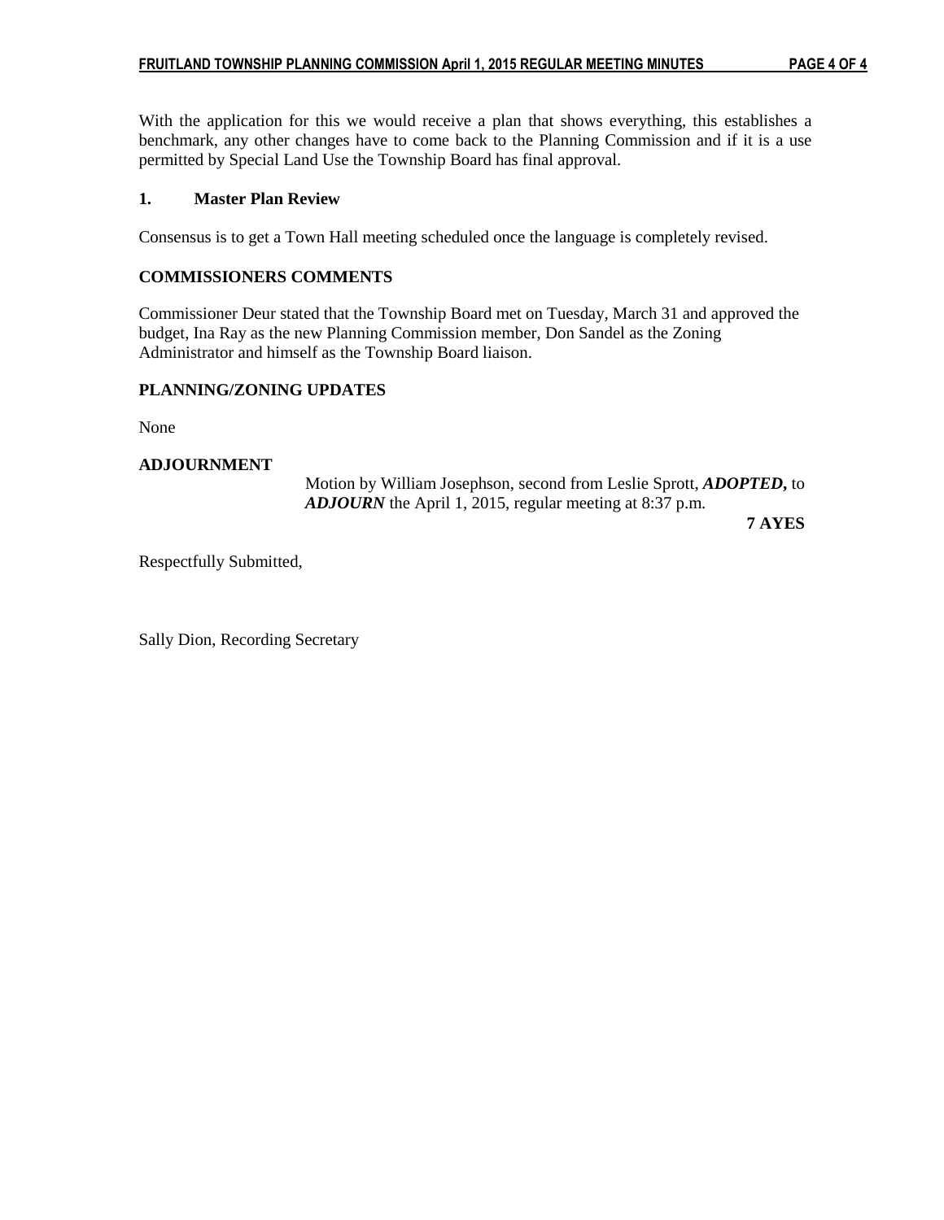With the application for this we would receive a plan that shows everything, this establishes a benchmark, any other changes have to come back to the Planning Commission and if it is a use permitted by Special Land Use the Township Board has final approval.

### 1. Master Plan Review

Consensus is to get a Town Hall meeting scheduled once the language is completely revised.

### COMMISSIONERS COMMENTS

Commissioner Deur stated that the Township Board met on Tuesday, March 31 and approved the budget, Ina Ray as the new Planning Commission member, Don Sandel as the Zoning Administrator and himself as the Township Board liaison.

### PLANNING/ZONING UPDATES

None

### ADJOURNMENT

Motion by William Josephson, second from Leslie Sprott, ***ADOPTED,*** to ***ADJOURN*** the April 1, 2015, regular meeting at 8:37 p.m.

**7 AYES**

Respectfully Submitted,

Sally Dion, Recording Secretary